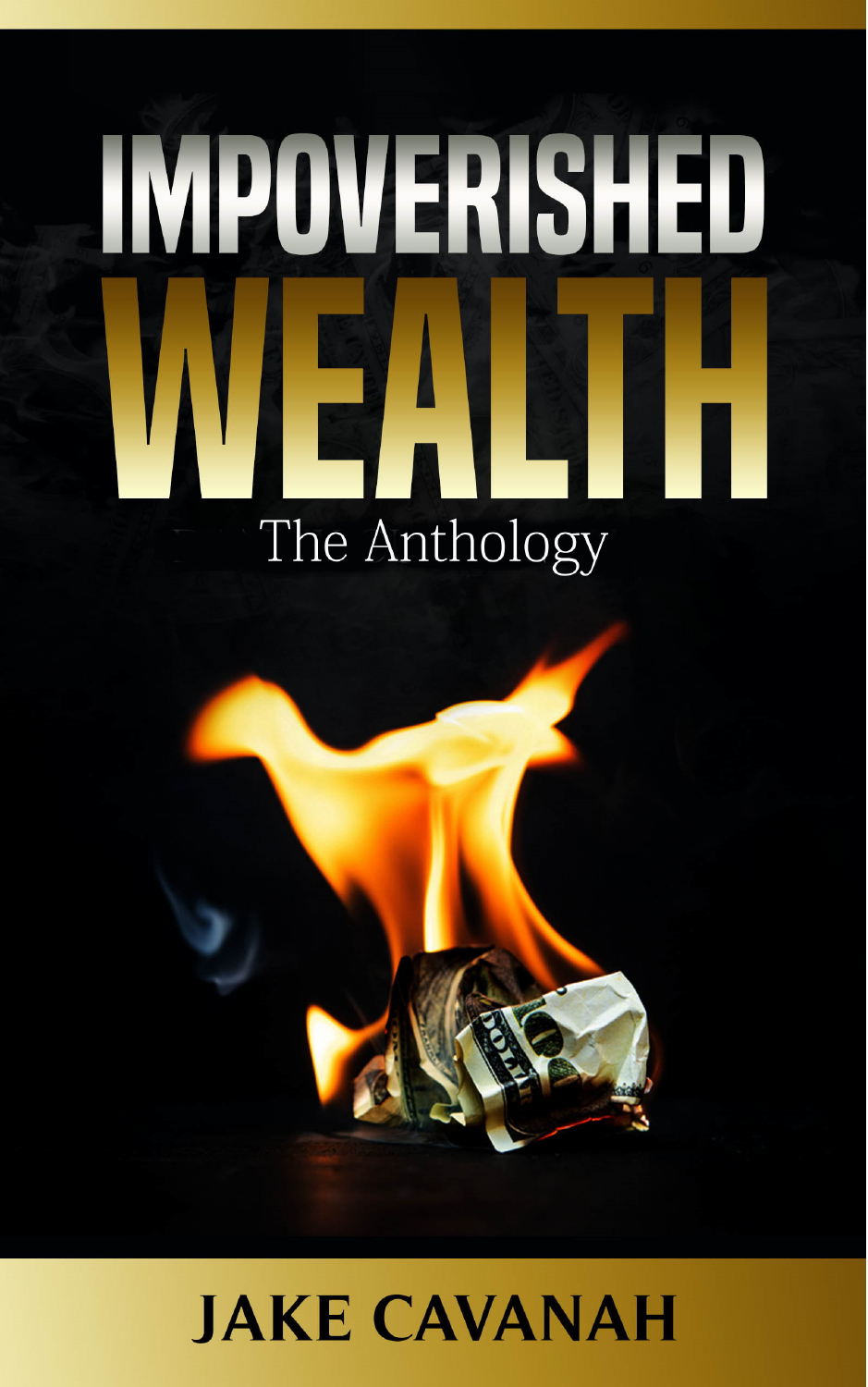# IMPOVERISHED WEALTH

## The Anthology

**JAKE CAVANAH**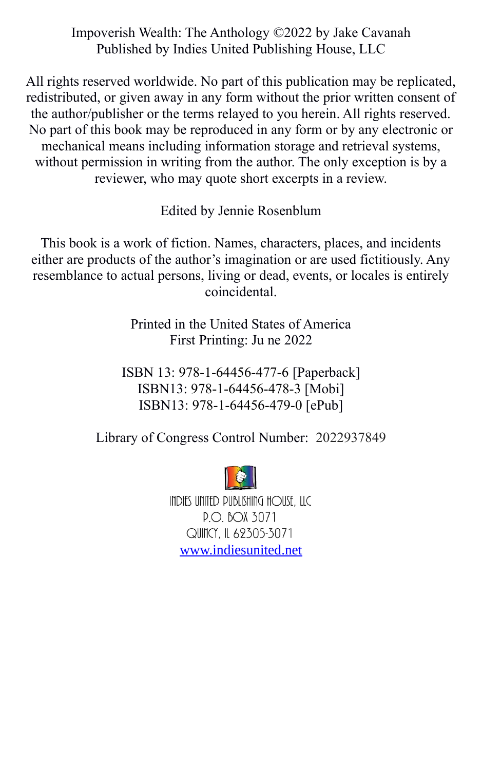Impoverish Wealth: The Anthology ©2022 by Jake Cavanah
Published by Indies United Publishing House, LLC

All rights reserved worldwide. No part of this publication may be replicated, redistributed, or given away in any form without the prior written consent of the author/publisher or the terms relayed to you herein. All rights reserved. No part of this book may be reproduced in any form or by any electronic or mechanical means including information storage and retrieval systems, without permission in writing from the author. The only exception is by a reviewer, who may quote short excerpts in a review.

Edited by Jennie Rosenblum

This book is a work of fiction. Names, characters, places, and incidents either are products of the author's imagination or are used fictitiously. Any resemblance to actual persons, living or dead, events, or locales is entirely coincidental.

Printed in the United States of America
First Printing: Ju ne 2022

ISBN 13: 978-1-64456-477-6 [Paperback]
ISBN13: 978-1-64456-478-3 [Mobi]
ISBN13: 978-1-64456-479-0 [ePub]

Library of Congress Control Number: 2022937849

INDIES UNITED PUBLISHING HOUSE, LLC
P.O. BOX 3071
QUINCY, IL 62305-3071
www.indiesunited.net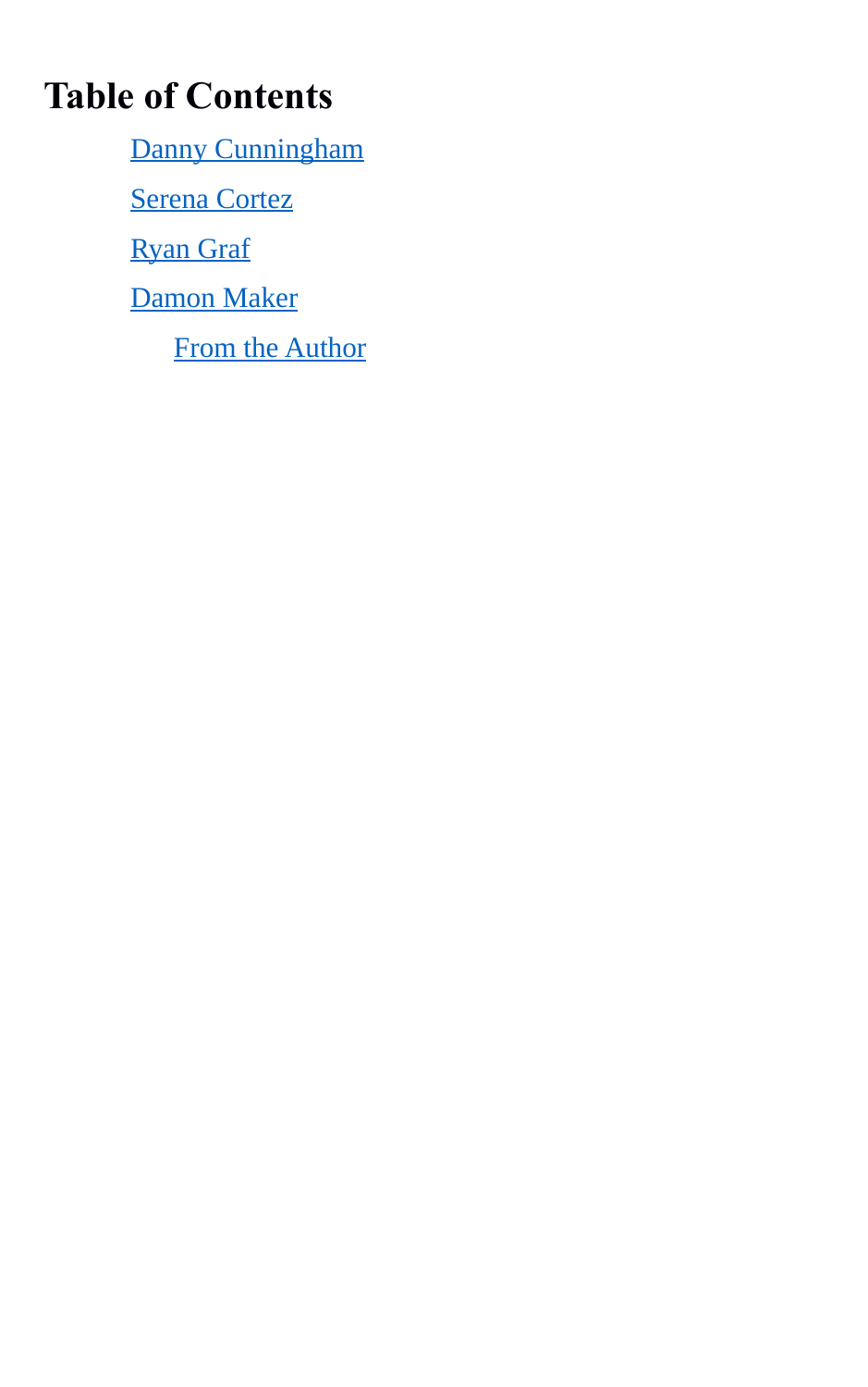# Table of Contents

- Danny Cunningham
- Serena Cortez
- Ryan Graf
- Damon Maker
  - From the Author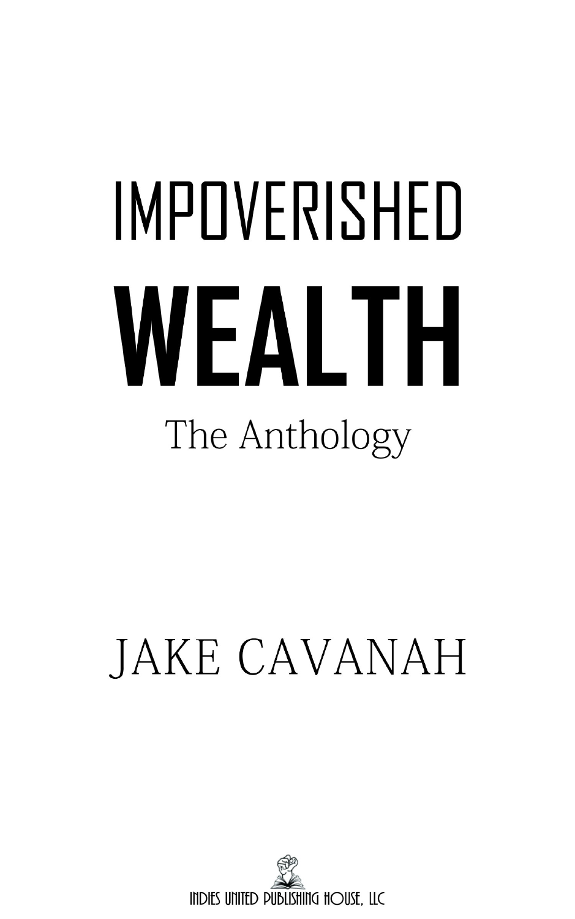# IMPOVERISHED WEALTH

## The Anthology

JAKE CAVANAH

INDIES UNITED PUBLISHING HOUSE, LLC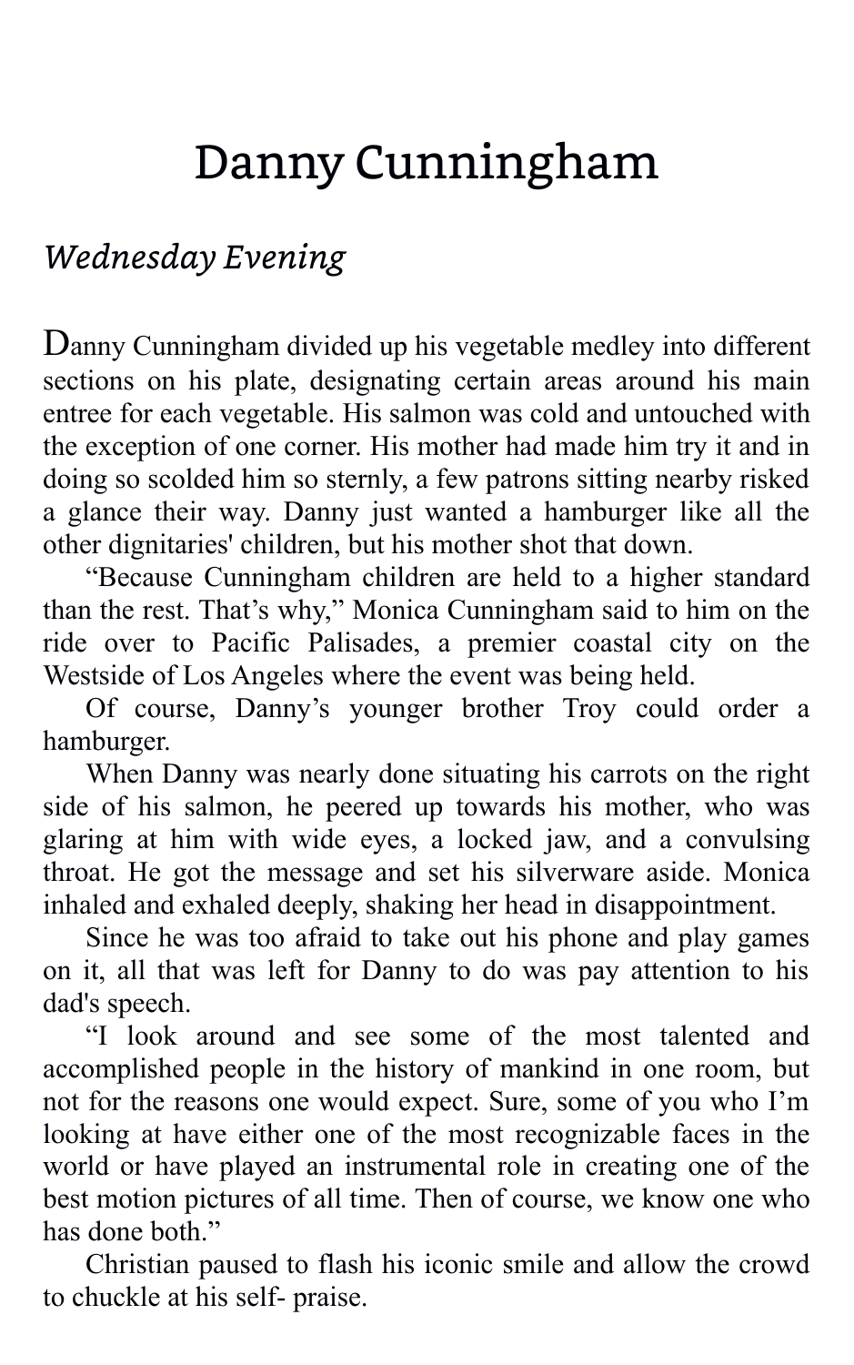# Danny Cunningham

## *Wednesday Evening*

Danny Cunningham divided up his vegetable medley into different sections on his plate, designating certain areas around his main entree for each vegetable. His salmon was cold and untouched with the exception of one corner. His mother had made him try it and in doing so scolded him so sternly, a few patrons sitting nearby risked a glance their way. Danny just wanted a hamburger like all the other dignitaries' children, but his mother shot that down.

"Because Cunningham children are held to a higher standard than the rest. That's why," Monica Cunningham said to him on the ride over to Pacific Palisades, a premier coastal city on the Westside of Los Angeles where the event was being held.

Of course, Danny's younger brother Troy could order a hamburger.

When Danny was nearly done situating his carrots on the right side of his salmon, he peered up towards his mother, who was glaring at him with wide eyes, a locked jaw, and a convulsing throat. He got the message and set his silverware aside. Monica inhaled and exhaled deeply, shaking her head in disappointment.

Since he was too afraid to take out his phone and play games on it, all that was left for Danny to do was pay attention to his dad's speech.

"I look around and see some of the most talented and accomplished people in the history of mankind in one room, but not for the reasons one would expect. Sure, some of you who I'm looking at have either one of the most recognizable faces in the world or have played an instrumental role in creating one of the best motion pictures of all time. Then of course, we know one who has done both."

Christian paused to flash his iconic smile and allow the crowd to chuckle at his self- praise.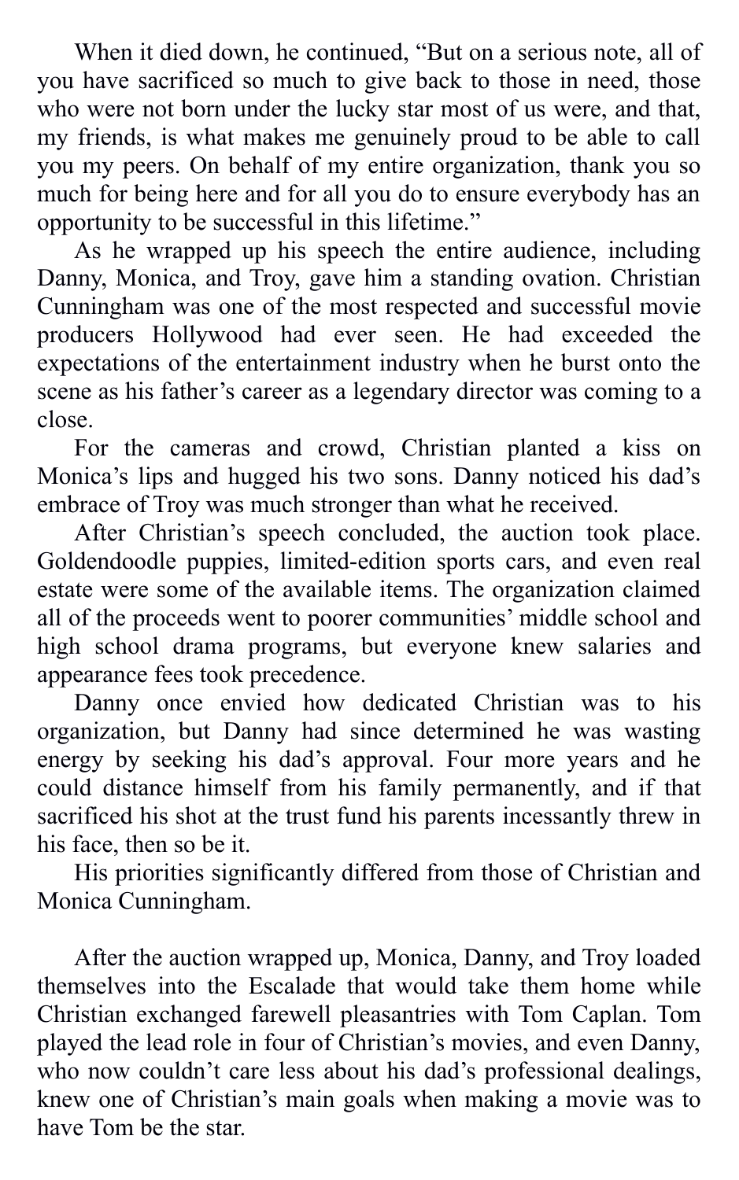When it died down, he continued, "But on a serious note, all of you have sacrificed so much to give back to those in need, those who were not born under the lucky star most of us were, and that, my friends, is what makes me genuinely proud to be able to call you my peers. On behalf of my entire organization, thank you so much for being here and for all you do to ensure everybody has an opportunity to be successful in this lifetime."

As he wrapped up his speech the entire audience, including Danny, Monica, and Troy, gave him a standing ovation. Christian Cunningham was one of the most respected and successful movie producers Hollywood had ever seen. He had exceeded the expectations of the entertainment industry when he burst onto the scene as his father's career as a legendary director was coming to a close.

For the cameras and crowd, Christian planted a kiss on Monica's lips and hugged his two sons. Danny noticed his dad's embrace of Troy was much stronger than what he received.

After Christian's speech concluded, the auction took place. Goldendoodle puppies, limited-edition sports cars, and even real estate were some of the available items. The organization claimed all of the proceeds went to poorer communities' middle school and high school drama programs, but everyone knew salaries and appearance fees took precedence.

Danny once envied how dedicated Christian was to his organization, but Danny had since determined he was wasting energy by seeking his dad's approval. Four more years and he could distance himself from his family permanently, and if that sacrificed his shot at the trust fund his parents incessantly threw in his face, then so be it.

His priorities significantly differed from those of Christian and Monica Cunningham.

After the auction wrapped up, Monica, Danny, and Troy loaded themselves into the Escalade that would take them home while Christian exchanged farewell pleasantries with Tom Caplan. Tom played the lead role in four of Christian's movies, and even Danny, who now couldn't care less about his dad's professional dealings, knew one of Christian's main goals when making a movie was to have Tom be the star.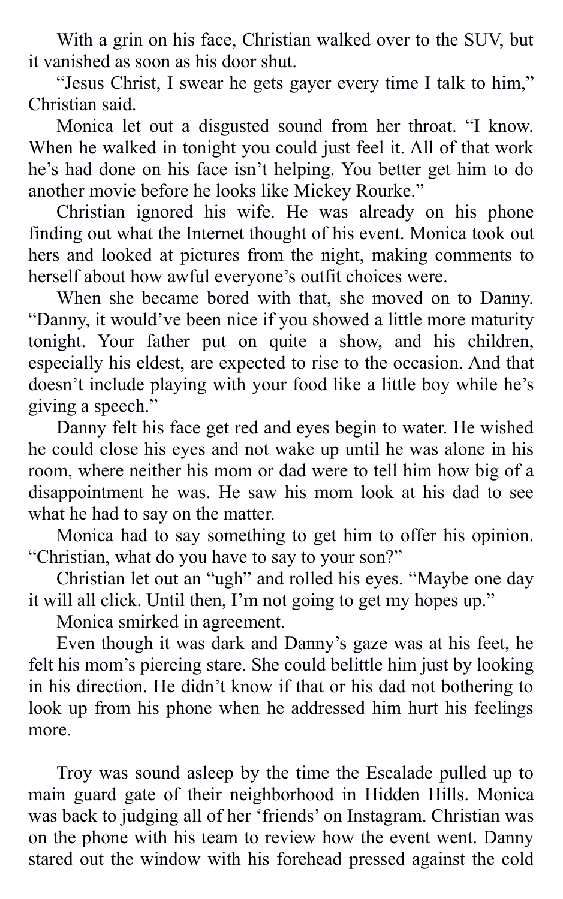With a grin on his face, Christian walked over to the SUV, but it vanished as soon as his door shut.

"Jesus Christ, I swear he gets gayer every time I talk to him," Christian said.

Monica let out a disgusted sound from her throat. "I know. When he walked in tonight you could just feel it. All of that work he's had done on his face isn't helping. You better get him to do another movie before he looks like Mickey Rourke."

Christian ignored his wife. He was already on his phone finding out what the Internet thought of his event. Monica took out hers and looked at pictures from the night, making comments to herself about how awful everyone's outfit choices were.

When she became bored with that, she moved on to Danny. "Danny, it would've been nice if you showed a little more maturity tonight. Your father put on quite a show, and his children, especially his eldest, are expected to rise to the occasion. And that doesn't include playing with your food like a little boy while he's giving a speech."

Danny felt his face get red and eyes begin to water. He wished he could close his eyes and not wake up until he was alone in his room, where neither his mom or dad were to tell him how big of a disappointment he was. He saw his mom look at his dad to see what he had to say on the matter.

Monica had to say something to get him to offer his opinion. "Christian, what do you have to say to your son?"

Christian let out an "ugh" and rolled his eyes. "Maybe one day it will all click. Until then, I'm not going to get my hopes up."

Monica smirked in agreement.

Even though it was dark and Danny's gaze was at his feet, he felt his mom's piercing stare. She could belittle him just by looking in his direction. He didn't know if that or his dad not bothering to look up from his phone when he addressed him hurt his feelings more.

Troy was sound asleep by the time the Escalade pulled up to main guard gate of their neighborhood in Hidden Hills. Monica was back to judging all of her 'friends' on Instagram. Christian was on the phone with his team to review how the event went. Danny stared out the window with his forehead pressed against the cold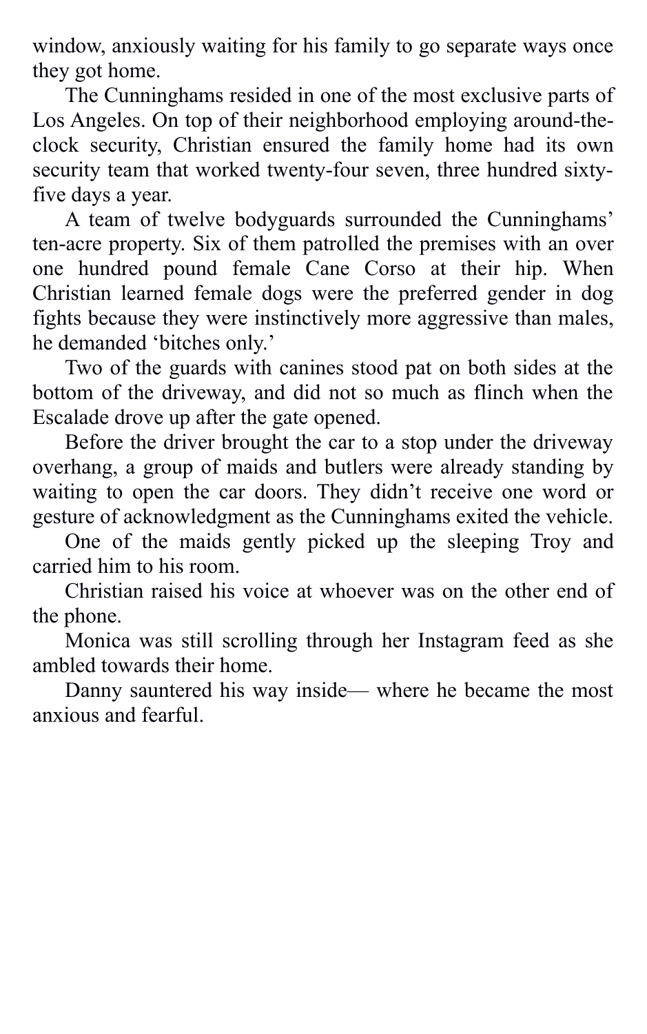window, anxiously waiting for his family to go separate ways once they got home.

The Cunninghams resided in one of the most exclusive parts of Los Angeles. On top of their neighborhood employing around-the-clock security, Christian ensured the family home had its own security team that worked twenty-four seven, three hundred sixty-five days a year.

A team of twelve bodyguards surrounded the Cunninghams' ten-acre property. Six of them patrolled the premises with an over one hundred pound female Cane Corso at their hip. When Christian learned female dogs were the preferred gender in dog fights because they were instinctively more aggressive than males, he demanded 'bitches only.'

Two of the guards with canines stood pat on both sides at the bottom of the driveway, and did not so much as flinch when the Escalade drove up after the gate opened.

Before the driver brought the car to a stop under the driveway overhang, a group of maids and butlers were already standing by waiting to open the car doors. They didn't receive one word or gesture of acknowledgment as the Cunninghams exited the vehicle.

One of the maids gently picked up the sleeping Troy and carried him to his room.

Christian raised his voice at whoever was on the other end of the phone.

Monica was still scrolling through her Instagram feed as she ambled towards their home.

Danny sauntered his way inside— where he became the most anxious and fearful.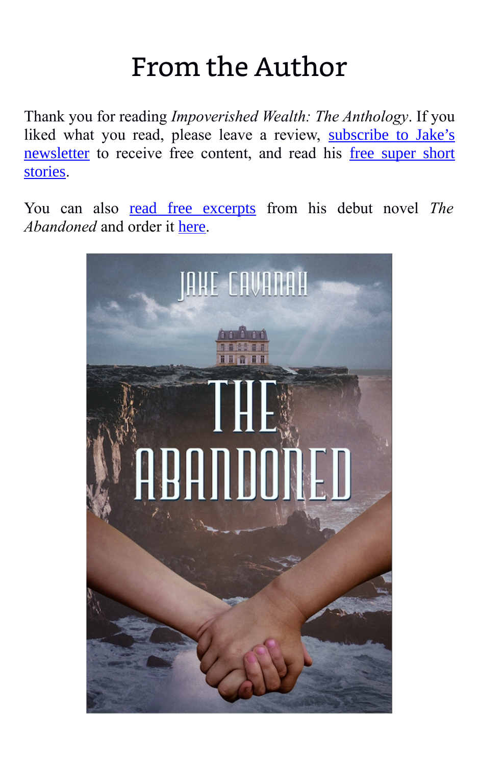# From the Author

Thank you for reading *Impoverished Wealth: The Anthology*. If you liked what you read, please leave a review, subscribe to Jake's newsletter to receive free content, and read his free super short stories.

You can also read free excerpts from his debut novel *The Abandoned* and order it here.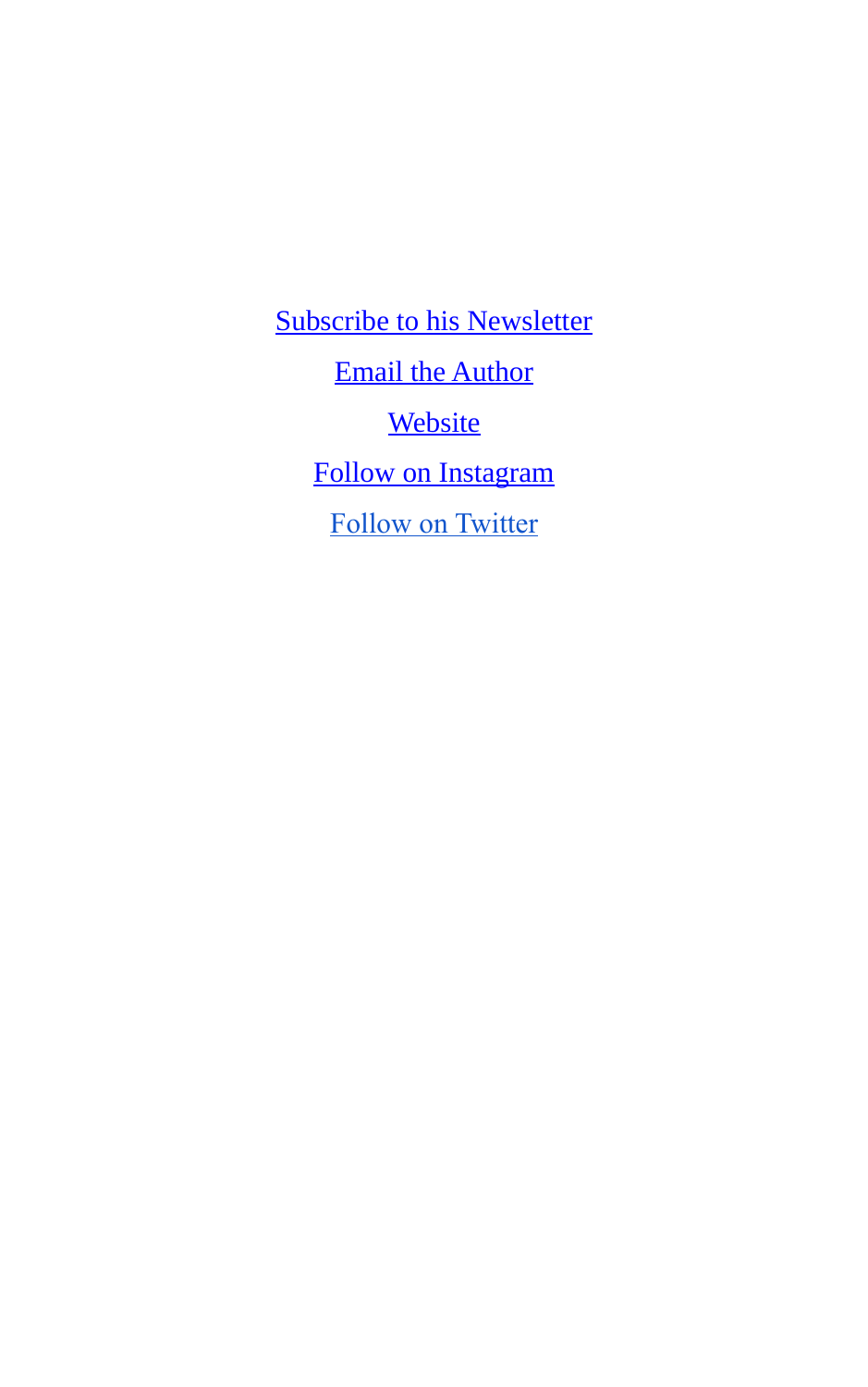Subscribe to his Newsletter

Email the Author

Website

Follow on Instagram

Follow on Twitter